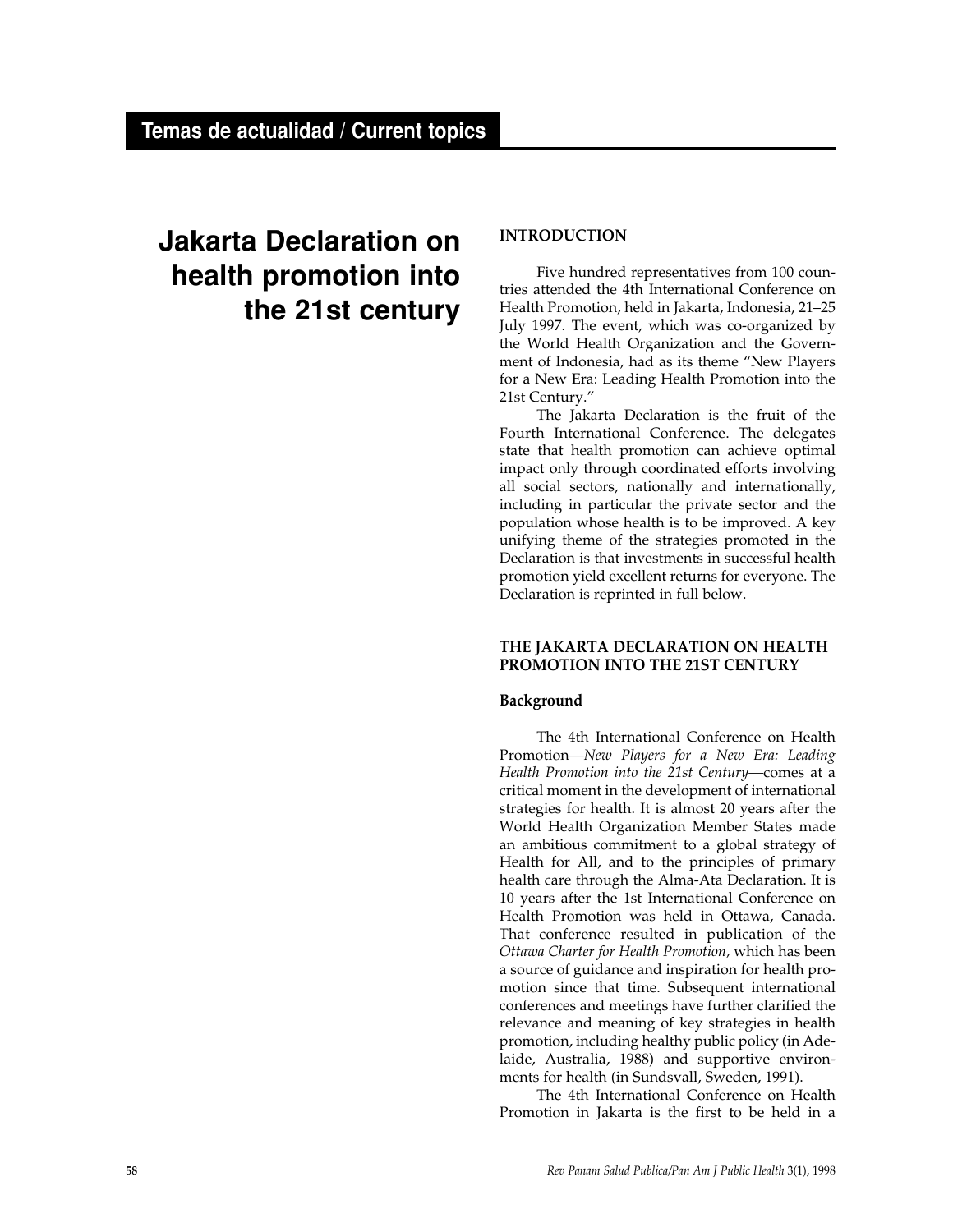Temas de actualidad / Current topics

# Jakarta Declaration on health promotion into the 21st century

## INTRODUCTION

Five hundred representatives from 100 countries attended the 4th International Conference on Health Promotion, held in Jakarta, Indonesia, 21–25 July 1997. The event, which was co-organized by the World Health Organization and the Government of Indonesia, had as its theme "New Players for a New Era: Leading Health Promotion into the 21st Century."

The Jakarta Declaration is the fruit of the Fourth International Conference. The delegates state that health promotion can achieve optimal impact only through coordinated efforts involving all social sectors, nationally and internationally, including in particular the private sector and the population whose health is to be improved. A key unifying theme of the strategies promoted in the Declaration is that investments in successful health promotion yield excellent returns for everyone. The Declaration is reprinted in full below.

## THE JAKARTA DECLARATION ON HEALTH PROMOTION INTO THE 21ST CENTURY

### Background

The 4th International Conference on Health Promotion—*New Players for a New Era: Leading Health Promotion into the 21st Century*—comes at a critical moment in the development of international strategies for health. It is almost 20 years after the World Health Organization Member States made an ambitious commitment to a global strategy of Health for All, and to the principles of primary health care through the Alma-Ata Declaration. It is 10 years after the 1st International Conference on Health Promotion was held in Ottawa, Canada. That conference resulted in publication of the *Ottawa Charter for Health Promotion,* which has been a source of guidance and inspiration for health promotion since that time. Subsequent international conferences and meetings have further clarified the relevance and meaning of key strategies in health promotion, including healthy public policy (in Adelaide, Australia, 1988) and supportive environments for health (in Sundsvall, Sweden, 1991).

The 4th International Conference on Health Promotion in Jakarta is the first to be held in a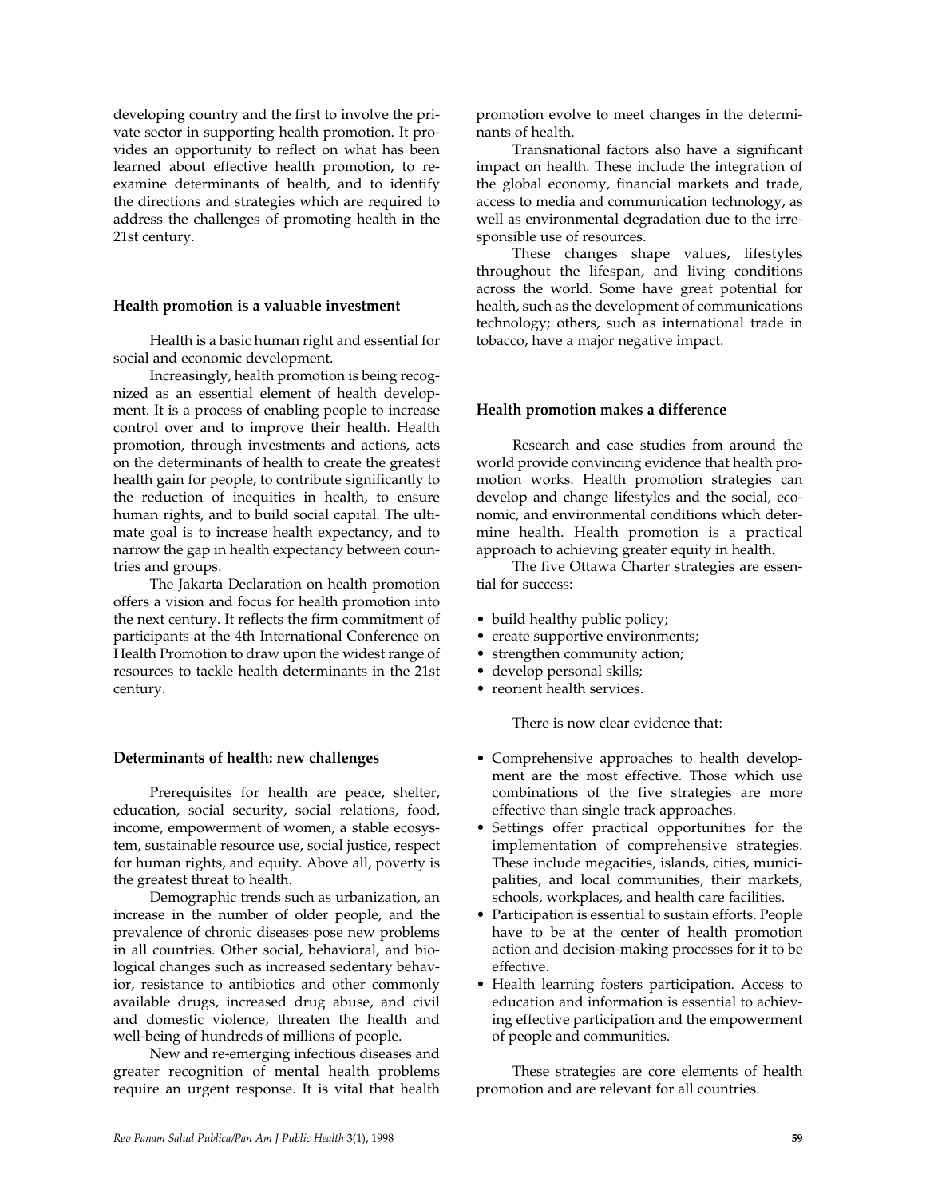developing country and the first to involve the private sector in supporting health promotion. It provides an opportunity to reflect on what has been learned about effective health promotion, to re-examine determinants of health, and to identify the directions and strategies which are required to address the challenges of promoting health in the 21st century.

## Health promotion is a valuable investment

Health is a basic human right and essential for social and economic development.

Increasingly, health promotion is being recognized as an essential element of health development. It is a process of enabling people to increase control over and to improve their health. Health promotion, through investments and actions, acts on the determinants of health to create the greatest health gain for people, to contribute significantly to the reduction of inequities in health, to ensure human rights, and to build social capital. The ultimate goal is to increase health expectancy, and to narrow the gap in health expectancy between countries and groups.

The Jakarta Declaration on health promotion offers a vision and focus for health promotion into the next century. It reflects the firm commitment of participants at the 4th International Conference on Health Promotion to draw upon the widest range of resources to tackle health determinants in the 21st century.

## Determinants of health: new challenges

Prerequisites for health are peace, shelter, education, social security, social relations, food, income, empowerment of women, a stable ecosystem, sustainable resource use, social justice, respect for human rights, and equity. Above all, poverty is the greatest threat to health.

Demographic trends such as urbanization, an increase in the number of older people, and the prevalence of chronic diseases pose new problems in all countries. Other social, behavioral, and biological changes such as increased sedentary behavior, resistance to antibiotics and other commonly available drugs, increased drug abuse, and civil and domestic violence, threaten the health and well-being of hundreds of millions of people.

New and re-emerging infectious diseases and greater recognition of mental health problems require an urgent response. It is vital that health promotion evolve to meet changes in the determinants of health.

Transnational factors also have a significant impact on health. These include the integration of the global economy, financial markets and trade, access to media and communication technology, as well as environmental degradation due to the irresponsible use of resources.

These changes shape values, lifestyles throughout the lifespan, and living conditions across the world. Some have great potential for health, such as the development of communications technology; others, such as international trade in tobacco, have a major negative impact.

## Health promotion makes a difference

Research and case studies from around the world provide convincing evidence that health promotion works. Health promotion strategies can develop and change lifestyles and the social, economic, and environmental conditions which determine health. Health promotion is a practical approach to achieving greater equity in health.

The five Ottawa Charter strategies are essential for success:

- build healthy public policy;
- create supportive environments;
- strengthen community action;
- develop personal skills;
- reorient health services.

There is now clear evidence that:

- Comprehensive approaches to health development are the most effective. Those which use combinations of the five strategies are more effective than single track approaches.
- Settings offer practical opportunities for the implementation of comprehensive strategies. These include megacities, islands, cities, municipalities, and local communities, their markets, schools, workplaces, and health care facilities.
- Participation is essential to sustain efforts. People have to be at the center of health promotion action and decision-making processes for it to be effective.
- Health learning fosters participation. Access to education and information is essential to achieving effective participation and the empowerment of people and communities.

These strategies are core elements of health promotion and are relevant for all countries.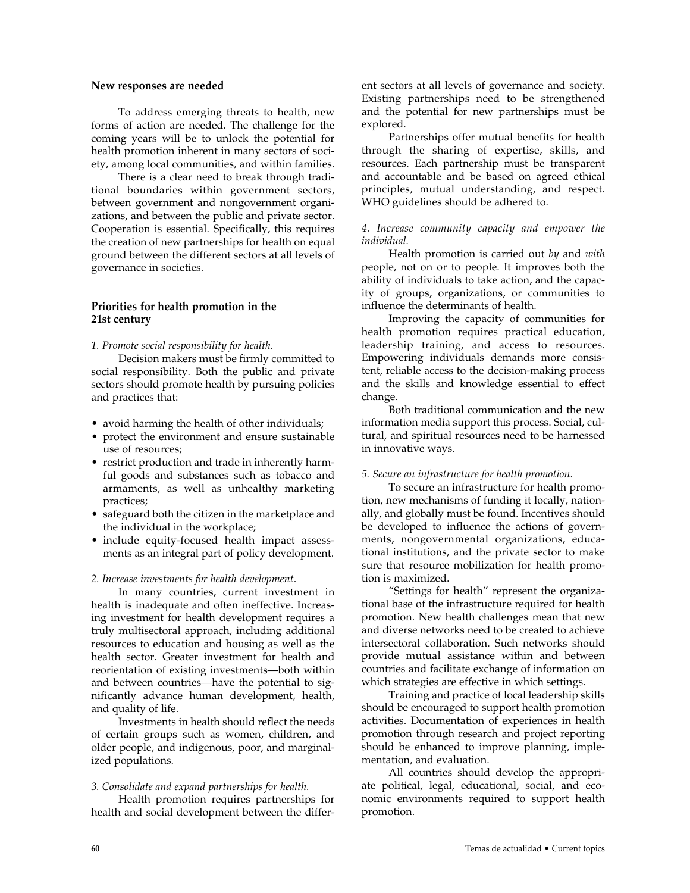## New responses are needed

To address emerging threats to health, new forms of action are needed. The challenge for the coming years will be to unlock the potential for health promotion inherent in many sectors of society, among local communities, and within families.

There is a clear need to break through traditional boundaries within government sectors, between government and nongovernment organizations, and between the public and private sector. Cooperation is essential. Specifically, this requires the creation of new partnerships for health on equal ground between the different sectors at all levels of governance in societies.

## Priorities for health promotion in the 21st century

*1. Promote social responsibility for health.*

Decision makers must be firmly committed to social responsibility. Both the public and private sectors should promote health by pursuing policies and practices that:

- avoid harming the health of other individuals;
- protect the environment and ensure sustainable use of resources;
- restrict production and trade in inherently harmful goods and substances such as tobacco and armaments, as well as unhealthy marketing practices;
- safeguard both the citizen in the marketplace and the individual in the workplace;
- include equity-focused health impact assessments as an integral part of policy development.

*2. Increase investments for health development.*

In many countries, current investment in health is inadequate and often ineffective. Increasing investment for health development requires a truly multisectoral approach, including additional resources to education and housing as well as the health sector. Greater investment for health and reorientation of existing investments—both within and between countries—have the potential to significantly advance human development, health, and quality of life.

Investments in health should reflect the needs of certain groups such as women, children, and older people, and indigenous, poor, and marginalized populations.

*3. Consolidate and expand partnerships for health.*

Health promotion requires partnerships for health and social development between the different sectors at all levels of governance and society. Existing partnerships need to be strengthened and the potential for new partnerships must be explored.

Partnerships offer mutual benefits for health through the sharing of expertise, skills, and resources. Each partnership must be transparent and accountable and be based on agreed ethical principles, mutual understanding, and respect. WHO guidelines should be adhered to.

*4. Increase community capacity and empower the individual.*

Health promotion is carried out *by* and *with* people, not on or to people. It improves both the ability of individuals to take action, and the capacity of groups, organizations, or communities to influence the determinants of health.

Improving the capacity of communities for health promotion requires practical education, leadership training, and access to resources. Empowering individuals demands more consistent, reliable access to the decision-making process and the skills and knowledge essential to effect change.

Both traditional communication and the new information media support this process. Social, cultural, and spiritual resources need to be harnessed in innovative ways.

*5. Secure an infrastructure for health promotion.*

To secure an infrastructure for health promotion, new mechanisms of funding it locally, nationally, and globally must be found. Incentives should be developed to influence the actions of governments, nongovernmental organizations, educational institutions, and the private sector to make sure that resource mobilization for health promotion is maximized.

"Settings for health" represent the organizational base of the infrastructure required for health promotion. New health challenges mean that new and diverse networks need to be created to achieve intersectoral collaboration. Such networks should provide mutual assistance within and between countries and facilitate exchange of information on which strategies are effective in which settings.

Training and practice of local leadership skills should be encouraged to support health promotion activities. Documentation of experiences in health promotion through research and project reporting should be enhanced to improve planning, implementation, and evaluation.

All countries should develop the appropriate political, legal, educational, social, and economic environments required to support health promotion.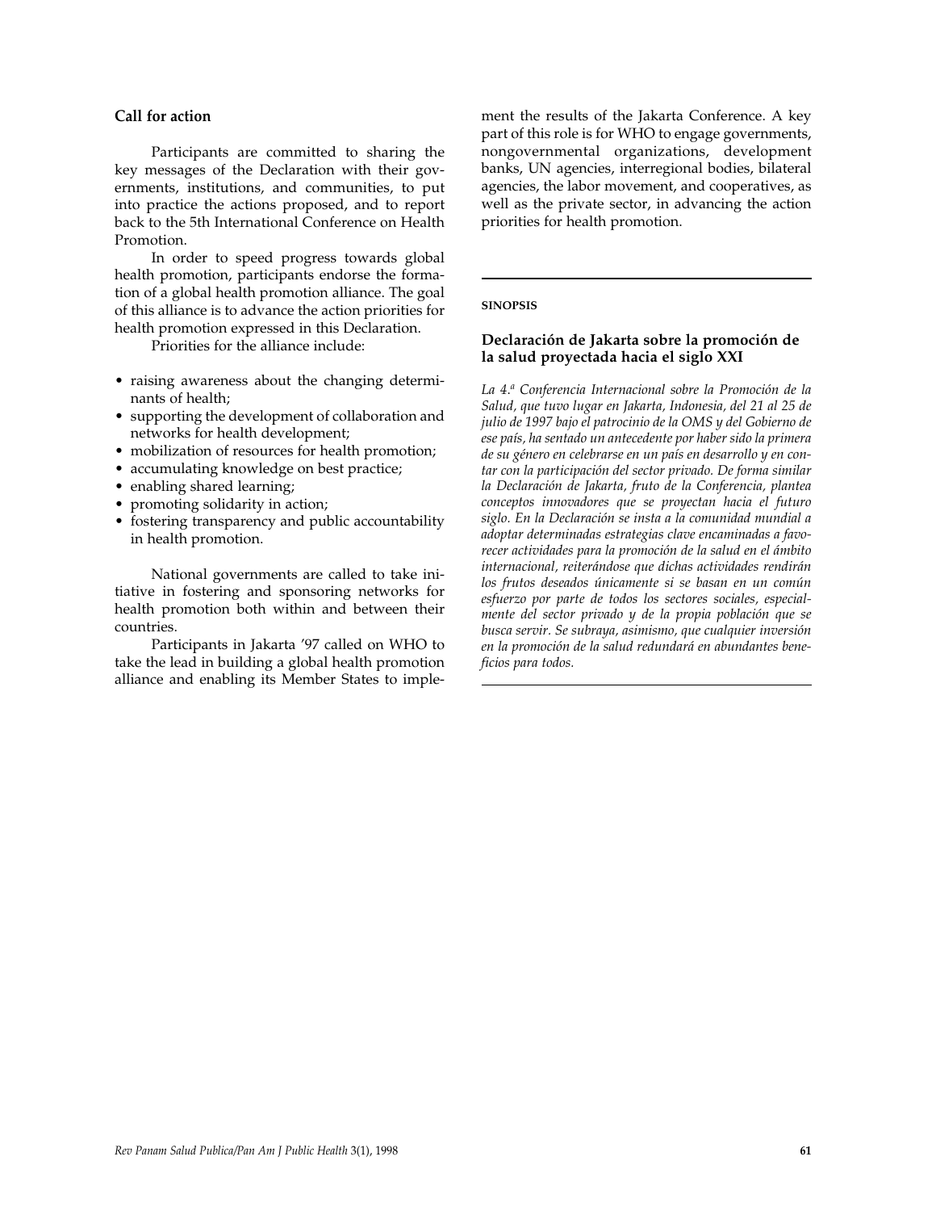## Call for action

Participants are committed to sharing the key messages of the Declaration with their governments, institutions, and communities, to put into practice the actions proposed, and to report back to the 5th International Conference on Health Promotion.

In order to speed progress towards global health promotion, participants endorse the formation of a global health promotion alliance. The goal of this alliance is to advance the action priorities for health promotion expressed in this Declaration.

Priorities for the alliance include:

- raising awareness about the changing determinants of health;
- supporting the development of collaboration and networks for health development;
- mobilization of resources for health promotion;
- accumulating knowledge on best practice;
- enabling shared learning;
- promoting solidarity in action;
- fostering transparency and public accountability in health promotion.

National governments are called to take initiative in fostering and sponsoring networks for health promotion both within and between their countries.

Participants in Jakarta '97 called on WHO to take the lead in building a global health promotion alliance and enabling its Member States to implement the results of the Jakarta Conference. A key part of this role is for WHO to engage governments, nongovernmental organizations, development banks, UN agencies, interregional bodies, bilateral agencies, the labor movement, and cooperatives, as well as the private sector, in advancing the action priorities for health promotion.

---

**SINOPSIS**

### Declaración de Jakarta sobre la promoción de la salud proyectada hacia el siglo XXI

*La 4.ª Conferencia Internacional sobre la Promoción de la Salud, que tuvo lugar en Jakarta, Indonesia, del 21 al 25 de julio de 1997 bajo el patrocinio de la OMS y del Gobierno de ese país, ha sentado un antecedente por haber sido la primera de su género en celebrarse en un país en desarrollo y en contar con la participación del sector privado. De forma similar la Declaración de Jakarta, fruto de la Conferencia, plantea conceptos innovadores que se proyectan hacia el futuro siglo. En la Declaración se insta a la comunidad mundial a adoptar determinadas estrategias clave encaminadas a favorecer actividades para la promoción de la salud en el ámbito internacional, reiterándose que dichas actividades rendirán los frutos deseados únicamente si se basan en un común esfuerzo por parte de todos los sectores sociales, especialmente del sector privado y de la propia población que se busca servir. Se subraya, asimismo, que cualquier inversión en la promoción de la salud redundará en abundantes beneficios para todos.*